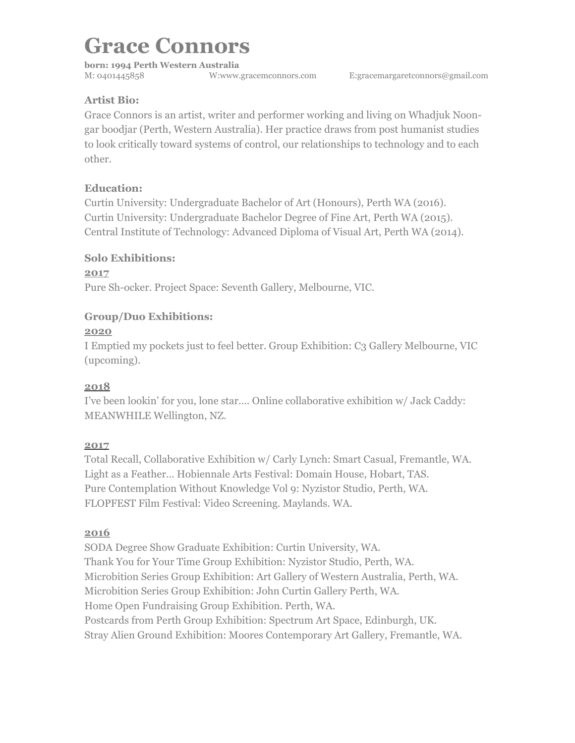# Grace Connors

**born: 1994 Perth Western Australia**

M: 0401445858 W:www.gracemconnors.com E:gracemargaretconnors@gmail.com

## Artist Bio:

Grace Connors is an artist, writer and performer working and living on Whadjuk Noongar boodjar (Perth, Western Australia). Her practice draws from post humanist studies to look critically toward systems of control, our relationships to technology and to each other.

## Education:

Curtin University: Undergraduate Bachelor of Art (Honours), Perth WA (2016).
Curtin University: Undergraduate Bachelor Degree of Fine Art, Perth WA (2015).
Central Institute of Technology: Advanced Diploma of Visual Art, Perth WA (2014).

## Solo Exhibitions:

**2017**

Pure Sh-ocker. Project Space: Seventh Gallery, Melbourne, VIC.

## Group/Duo Exhibitions:

**2020**

I Emptied my pockets just to feel better. Group Exhibition: C3 Gallery Melbourne, VIC (upcoming).

**2018**

I've been lookin' for you, lone star…. Online collaborative exhibition w/ Jack Caddy: MEANWHILE Wellington, NZ.

**2017**

Total Recall, Collaborative Exhibition w/ Carly Lynch: Smart Casual, Fremantle, WA.
Light as a Feather… Hobiennale Arts Festival: Domain House, Hobart, TAS.
Pure Contemplation Without Knowledge Vol 9: Nyzistor Studio, Perth, WA.
FLOPFEST Film Festival: Video Screening. Maylands. WA.

**2016**

SODA Degree Show Graduate Exhibition: Curtin University, WA.
Thank You for Your Time Group Exhibition: Nyzistor Studio, Perth, WA.
Microbition Series Group Exhibition: Art Gallery of Western Australia, Perth, WA.
Microbition Series Group Exhibition: John Curtin Gallery Perth, WA.
Home Open Fundraising Group Exhibition. Perth, WA.
Postcards from Perth Group Exhibition: Spectrum Art Space, Edinburgh, UK.
Stray Alien Ground Exhibition: Moores Contemporary Art Gallery, Fremantle, WA.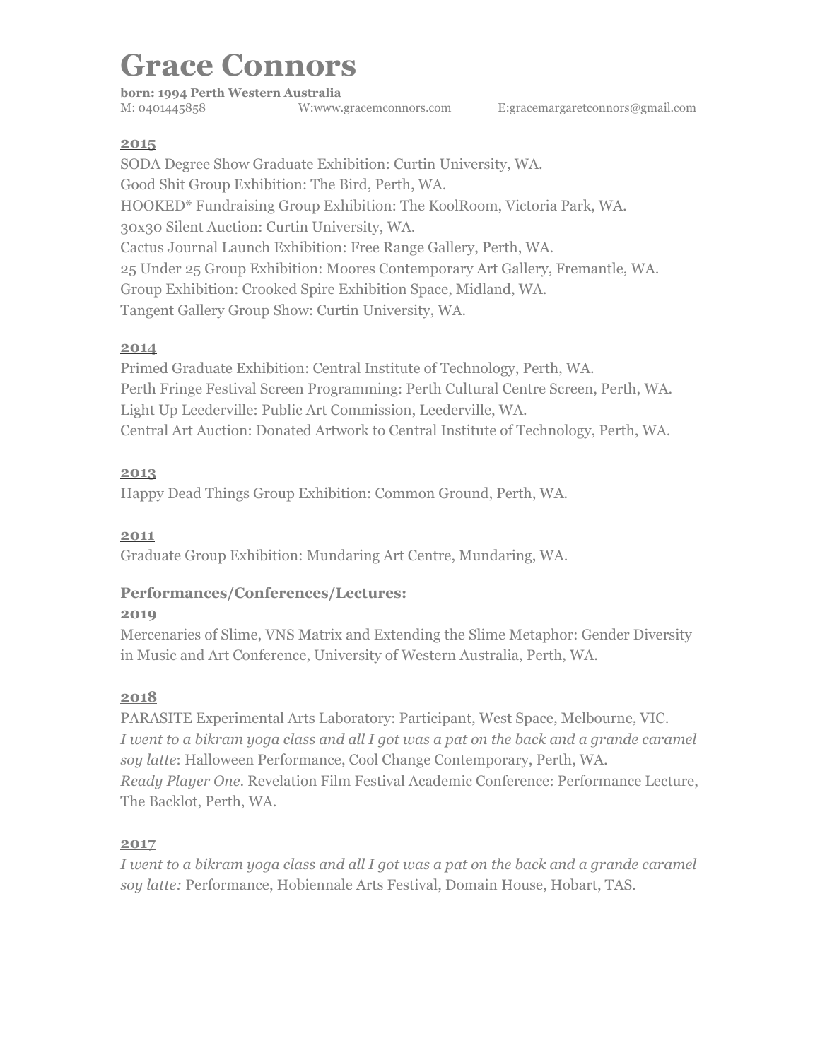# Grace Connors

**born: 1994 Perth Western Australia**

M: 0401445858 W:www.gracemconnors.com E:gracemargaretconnors@gmail.com

**2015**

SODA Degree Show Graduate Exhibition: Curtin University, WA.
Good Shit Group Exhibition: The Bird, Perth, WA.
HOOKED* Fundraising Group Exhibition: The KoolRoom, Victoria Park, WA.
30x30 Silent Auction: Curtin University, WA.
Cactus Journal Launch Exhibition: Free Range Gallery, Perth, WA.
25 Under 25 Group Exhibition: Moores Contemporary Art Gallery, Fremantle, WA.
Group Exhibition: Crooked Spire Exhibition Space, Midland, WA.
Tangent Gallery Group Show: Curtin University, WA.

**2014**

Primed Graduate Exhibition: Central Institute of Technology, Perth, WA.
Perth Fringe Festival Screen Programming: Perth Cultural Centre Screen, Perth, WA.
Light Up Leederville: Public Art Commission, Leederville, WA.
Central Art Auction: Donated Artwork to Central Institute of Technology, Perth, WA.

**2013**

Happy Dead Things Group Exhibition: Common Ground, Perth, WA.

**2011**

Graduate Group Exhibition: Mundaring Art Centre, Mundaring, WA.

**Performances/Conferences/Lectures:**

**2019**

Mercenaries of Slime, VNS Matrix and Extending the Slime Metaphor: Gender Diversity in Music and Art Conference, University of Western Australia, Perth, WA.

**2018**

PARASITE Experimental Arts Laboratory: Participant, West Space, Melbourne, VIC.
*I went to a bikram yoga class and all I got was a pat on the back and a grande caramel soy latte*: Halloween Performance, Cool Change Contemporary, Perth, WA.
*Ready Player One*. Revelation Film Festival Academic Conference: Performance Lecture, The Backlot, Perth, WA.

**2017**

*I went to a bikram yoga class and all I got was a pat on the back and a grande caramel soy latte:* Performance, Hobiennale Arts Festival, Domain House, Hobart, TAS.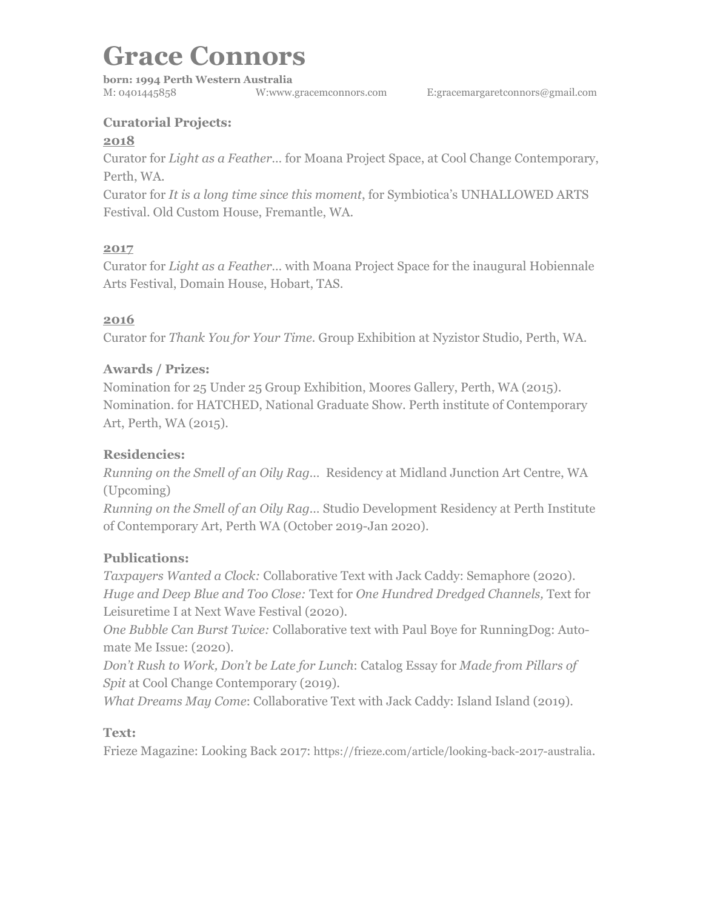# Grace Connors

**born: 1994 Perth Western Australia**

M: 0401445858 W:www.gracemconnors.com E:gracemargaretconnors@gmail.com

### Curatorial Projects:

**2018**

Curator for *Light as a Feather…* for Moana Project Space, at Cool Change Contemporary, Perth, WA.

Curator for *It is a long time since this moment*, for Symbiotica's UNHALLOWED ARTS Festival. Old Custom House, Fremantle, WA.

**2017**

Curator for *Light as a Feather…* with Moana Project Space for the inaugural Hobiennale Arts Festival, Domain House, Hobart, TAS.

**2016**

Curator for *Thank You for Your Time*. Group Exhibition at Nyzistor Studio, Perth, WA.

### Awards / Prizes:

Nomination for 25 Under 25 Group Exhibition, Moores Gallery, Perth, WA (2015).
Nomination. for HATCHED, National Graduate Show. Perth institute of Contemporary Art, Perth, WA (2015).

### Residencies:

*Running on the Smell of an Oily Rag…* Residency at Midland Junction Art Centre, WA (Upcoming)
*Running on the Smell of an Oily Rag…* Studio Development Residency at Perth Institute of Contemporary Art, Perth WA (October 2019-Jan 2020).

### Publications:

*Taxpayers Wanted a Clock:* Collaborative Text with Jack Caddy: Semaphore (2020).
*Huge and Deep Blue and Too Close:* Text for *One Hundred Dredged Channels,* Text for Leisuretime I at Next Wave Festival (2020).
*One Bubble Can Burst Twice:* Collaborative text with Paul Boye for RunningDog: Automate Me Issue: (2020).
*Don't Rush to Work, Don't be Late for Lunch*: Catalog Essay for *Made from Pillars of Spit* at Cool Change Contemporary (2019).
*What Dreams May Come*: Collaborative Text with Jack Caddy: Island Island (2019).

### Text:

Frieze Magazine: Looking Back 2017: https://frieze.com/article/looking-back-2017-australia.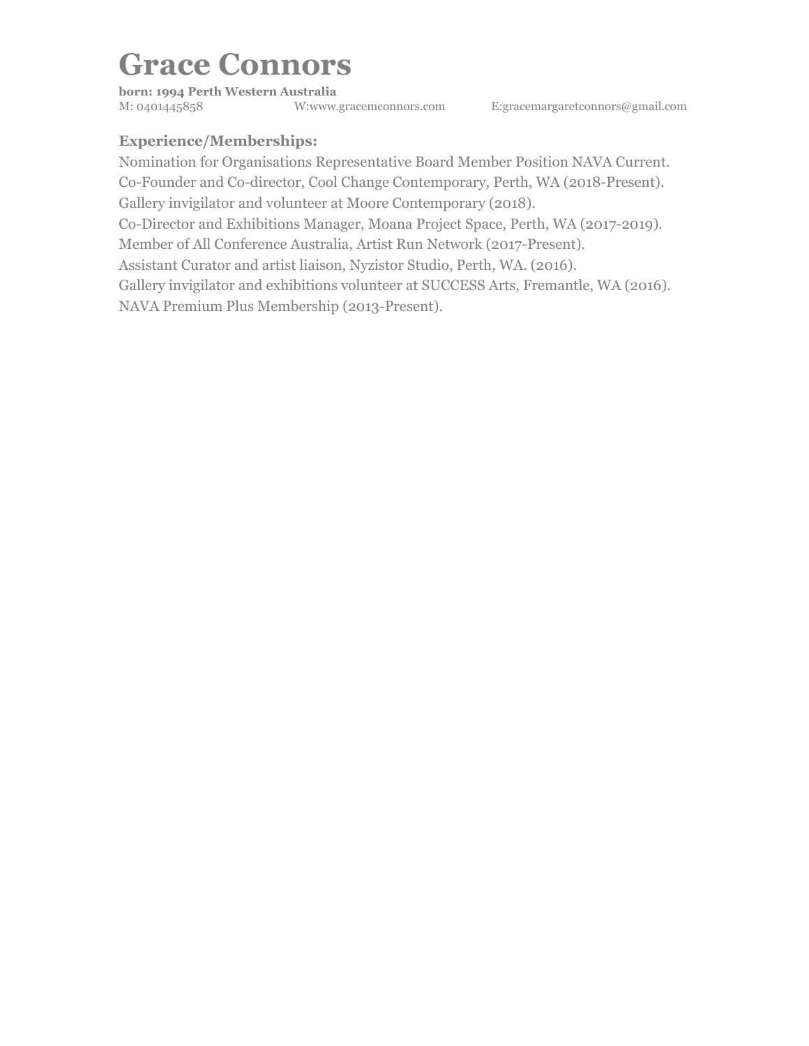# Grace Connors

**born: 1994 Perth Western Australia**

M: 0401445858 W:www.gracemconnors.com E:gracemargaretconnors@gmail.com

### Experience/Memberships:

Nomination for Organisations Representative Board Member Position NAVA Current.
Co-Founder and Co-director, Cool Change Contemporary, Perth, WA (2018-Present).
Gallery invigilator and volunteer at Moore Contemporary (2018).
Co-Director and Exhibitions Manager, Moana Project Space, Perth, WA (2017-2019).
Member of All Conference Australia, Artist Run Network (2017-Present).
Assistant Curator and artist liaison, Nyzistor Studio, Perth, WA. (2016).
Gallery invigilator and exhibitions volunteer at SUCCESS Arts, Fremantle, WA (2016).
NAVA Premium Plus Membership (2013-Present).